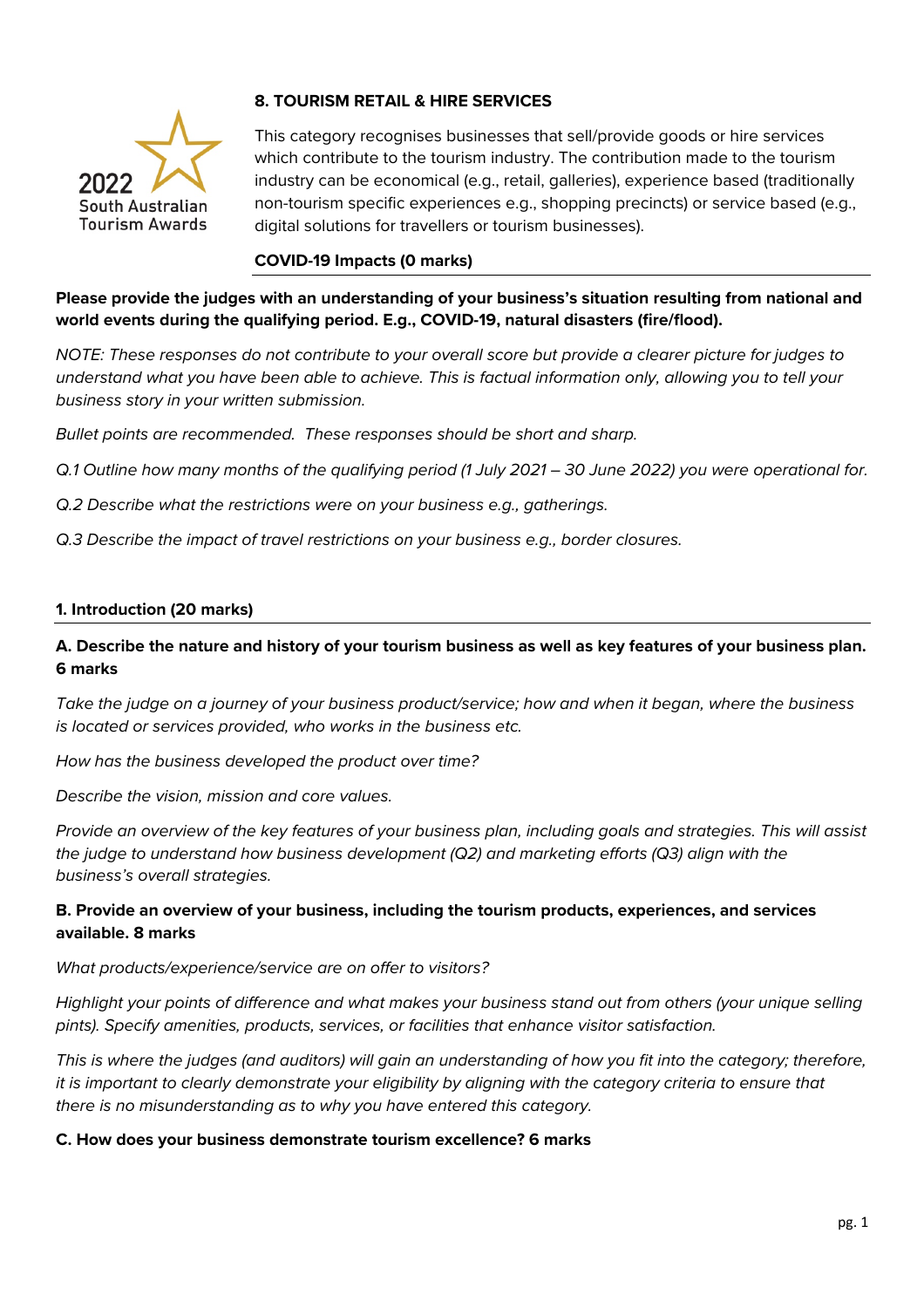2022 South Australian Tourism Awards

## 8. TOURISM RETAIL & HIRE SERVICES

This category recognises businesses that sell/provide goods or hire services which contribute to the tourism industry. The contribution made to the tourism industry can be economical (e.g., retail, galleries), experience based (traditionally non-tourism specific experiences e.g., shopping precincts) or service based (e.g., digital solutions for travellers or tourism businesses).

### COVID-19 Impacts (0 marks)

**Please provide the judges with an understanding of your business's situation resulting from national and world events during the qualifying period. E.g., COVID-19, natural disasters (fire/flood).**

*NOTE: These responses do not contribute to your overall score but provide a clearer picture for judges to understand what you have been able to achieve. This is factual information only, allowing you to tell your business story in your written submission.*

*Bullet points are recommended. These responses should be short and sharp.*

*Q.1 Outline how many months of the qualifying period (1 July 2021 – 30 June 2022) you were operational for.*

*Q.2 Describe what the restrictions were on your business e.g., gatherings.*

*Q.3 Describe the impact of travel restrictions on your business e.g., border closures.*

### 1. Introduction (20 marks)

**A. Describe the nature and history of your tourism business as well as key features of your business plan. 6 marks**

*Take the judge on a journey of your business product/service; how and when it began, where the business is located or services provided, who works in the business etc.*

*How has the business developed the product over time?*

*Describe the vision, mission and core values.*

*Provide an overview of the key features of your business plan, including goals and strategies. This will assist the judge to understand how business development (Q2) and marketing efforts (Q3) align with the business's overall strategies.*

**B. Provide an overview of your business, including the tourism products, experiences, and services available. 8 marks**

*What products/experience/service are on offer to visitors?*

*Highlight your points of difference and what makes your business stand out from others (your unique selling pints). Specify amenities, products, services, or facilities that enhance visitor satisfaction.*

*This is where the judges (and auditors) will gain an understanding of how you fit into the category; therefore, it is important to clearly demonstrate your eligibility by aligning with the category criteria to ensure that there is no misunderstanding as to why you have entered this category.*

**C. How does your business demonstrate tourism excellence? 6 marks**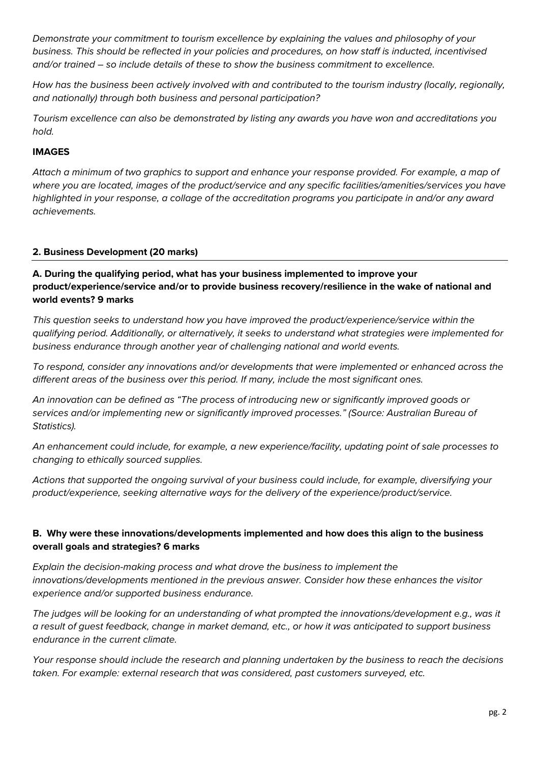*Demonstrate your commitment to tourism excellence by explaining the values and philosophy of your business. This should be reflected in your policies and procedures, on how staff is inducted, incentivised and/or trained – so include details of these to show the business commitment to excellence.*

*How has the business been actively involved with and contributed to the tourism industry (locally, regionally, and nationally) through both business and personal participation?*

*Tourism excellence can also be demonstrated by listing any awards you have won and accreditations you hold.*

**IMAGES**

*Attach a minimum of two graphics to support and enhance your response provided. For example, a map of where you are located, images of the product/service and any specific facilities/amenities/services you have highlighted in your response, a collage of the accreditation programs you participate in and/or any award achievements.*

## 2. Business Development (20 marks)

### A. During the qualifying period, what has your business implemented to improve your product/experience/service and/or to provide business recovery/resilience in the wake of national and world events? 9 marks

*This question seeks to understand how you have improved the product/experience/service within the qualifying period. Additionally, or alternatively, it seeks to understand what strategies were implemented for business endurance through another year of challenging national and world events.*

*To respond, consider any innovations and/or developments that were implemented or enhanced across the different areas of the business over this period. If many, include the most significant ones.*

*An innovation can be defined as "The process of introducing new or significantly improved goods or services and/or implementing new or significantly improved processes." (Source: Australian Bureau of Statistics).*

*An enhancement could include, for example, a new experience/facility, updating point of sale processes to changing to ethically sourced supplies.*

*Actions that supported the ongoing survival of your business could include, for example, diversifying your product/experience, seeking alternative ways for the delivery of the experience/product/service.*

### B. Why were these innovations/developments implemented and how does this align to the business overall goals and strategies? 6 marks

*Explain the decision-making process and what drove the business to implement the innovations/developments mentioned in the previous answer. Consider how these enhances the visitor experience and/or supported business endurance.*

*The judges will be looking for an understanding of what prompted the innovations/development e.g., was it a result of guest feedback, change in market demand, etc., or how it was anticipated to support business endurance in the current climate.*

*Your response should include the research and planning undertaken by the business to reach the decisions taken. For example: external research that was considered, past customers surveyed, etc.*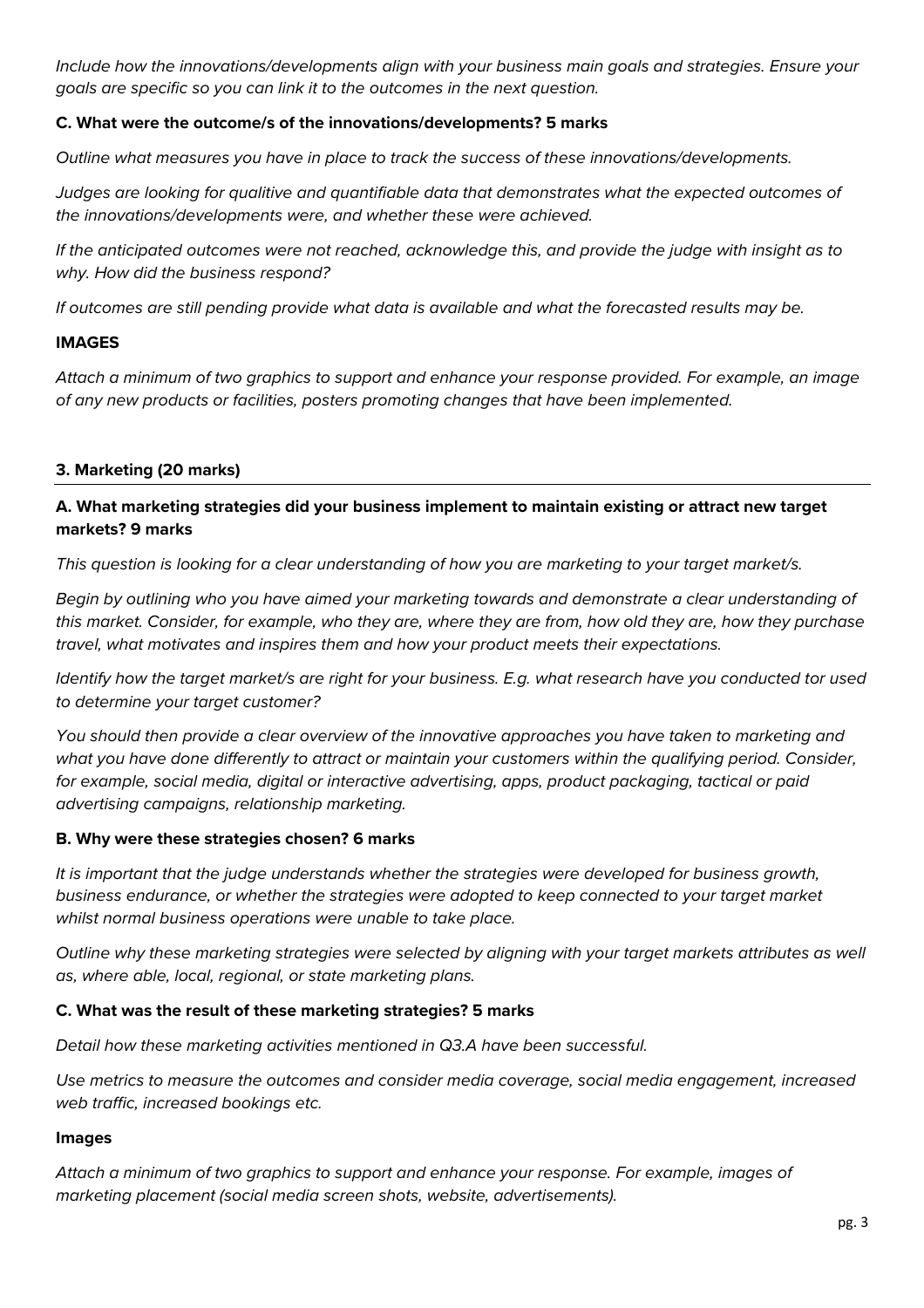*Include how the innovations/developments align with your business main goals and strategies. Ensure your goals are specific so you can link it to the outcomes in the next question.*

**C. What were the outcome/s of the innovations/developments? 5 marks**

*Outline what measures you have in place to track the success of these innovations/developments.*

*Judges are looking for qualitive and quantifiable data that demonstrates what the expected outcomes of the innovations/developments were, and whether these were achieved.*

*If the anticipated outcomes were not reached, acknowledge this, and provide the judge with insight as to why. How did the business respond?*

*If outcomes are still pending provide what data is available and what the forecasted results may be.*

**IMAGES**

*Attach a minimum of two graphics to support and enhance your response provided. For example, an image of any new products or facilities, posters promoting changes that have been implemented.*

## 3. Marketing (20 marks)

**A. What marketing strategies did your business implement to maintain existing or attract new target markets? 9 marks**

*This question is looking for a clear understanding of how you are marketing to your target market/s.*

*Begin by outlining who you have aimed your marketing towards and demonstrate a clear understanding of this market. Consider, for example, who they are, where they are from, how old they are, how they purchase travel, what motivates and inspires them and how your product meets their expectations.*

*Identify how the target market/s are right for your business. E.g. what research have you conducted tor used to determine your target customer?*

*You should then provide a clear overview of the innovative approaches you have taken to marketing and what you have done differently to attract or maintain your customers within the qualifying period. Consider, for example, social media, digital or interactive advertising, apps, product packaging, tactical or paid advertising campaigns, relationship marketing.*

**B. Why were these strategies chosen? 6 marks**

*It is important that the judge understands whether the strategies were developed for business growth, business endurance, or whether the strategies were adopted to keep connected to your target market whilst normal business operations were unable to take place.*

*Outline why these marketing strategies were selected by aligning with your target markets attributes as well as, where able, local, regional, or state marketing plans.*

**C. What was the result of these marketing strategies? 5 marks**

*Detail how these marketing activities mentioned in Q3.A have been successful.*

*Use metrics to measure the outcomes and consider media coverage, social media engagement, increased web traffic, increased bookings etc.*

**Images**

*Attach a minimum of two graphics to support and enhance your response. For example, images of marketing placement (social media screen shots, website, advertisements).*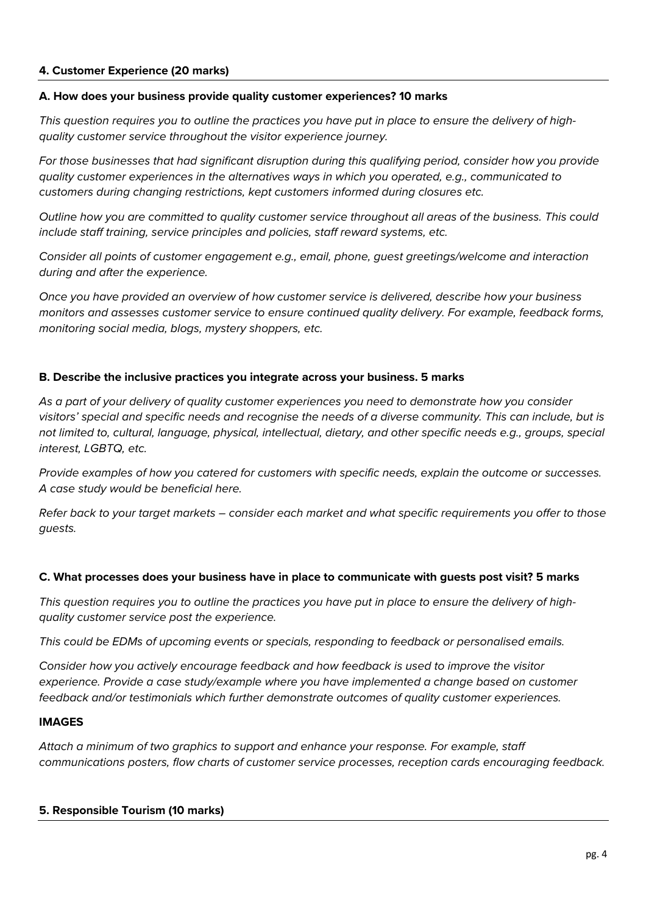## 4. Customer Experience (20 marks)

### A. How does your business provide quality customer experiences? 10 marks

*This question requires you to outline the practices you have put in place to ensure the delivery of high-quality customer service throughout the visitor experience journey.*

*For those businesses that had significant disruption during this qualifying period, consider how you provide quality customer experiences in the alternatives ways in which you operated, e.g., communicated to customers during changing restrictions, kept customers informed during closures etc.*

*Outline how you are committed to quality customer service throughout all areas of the business. This could include staff training, service principles and policies, staff reward systems, etc.*

*Consider all points of customer engagement e.g., email, phone, guest greetings/welcome and interaction during and after the experience.*

*Once you have provided an overview of how customer service is delivered, describe how your business monitors and assesses customer service to ensure continued quality delivery. For example, feedback forms, monitoring social media, blogs, mystery shoppers, etc.*

### B. Describe the inclusive practices you integrate across your business. 5 marks

*As a part of your delivery of quality customer experiences you need to demonstrate how you consider visitors' special and specific needs and recognise the needs of a diverse community. This can include, but is not limited to, cultural, language, physical, intellectual, dietary, and other specific needs e.g., groups, special interest, LGBTQ, etc.*

*Provide examples of how you catered for customers with specific needs, explain the outcome or successes. A case study would be beneficial here.*

*Refer back to your target markets – consider each market and what specific requirements you offer to those guests.*

### C. What processes does your business have in place to communicate with guests post visit? 5 marks

*This question requires you to outline the practices you have put in place to ensure the delivery of high-quality customer service post the experience.*

*This could be EDMs of upcoming events or specials, responding to feedback or personalised emails.*

*Consider how you actively encourage feedback and how feedback is used to improve the visitor experience. Provide a case study/example where you have implemented a change based on customer feedback and/or testimonials which further demonstrate outcomes of quality customer experiences.*

### IMAGES

*Attach a minimum of two graphics to support and enhance your response. For example, staff communications posters, flow charts of customer service processes, reception cards encouraging feedback.*

## 5. Responsible Tourism (10 marks)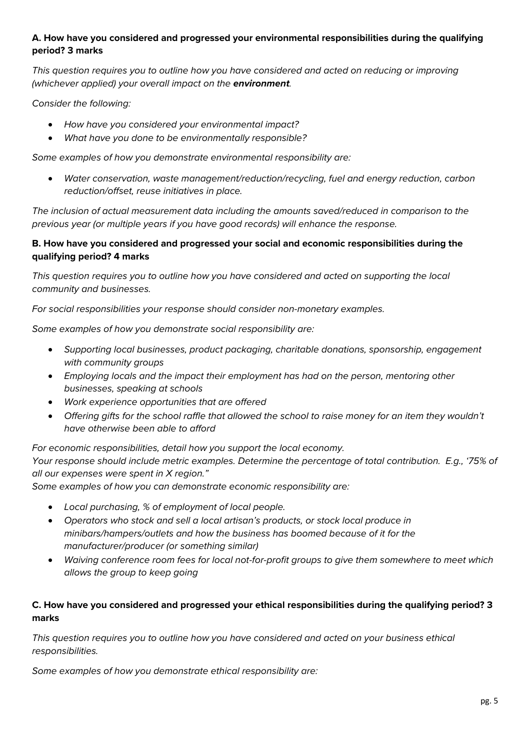**A. How have you considered and progressed your environmental responsibilities during the qualifying period? 3 marks**

*This question requires you to outline how you have considered and acted on reducing or improving (whichever applied) your overall impact on the **environment**.*

*Consider the following:*

- *How have you considered your environmental impact?*
- *What have you done to be environmentally responsible?*

*Some examples of how you demonstrate environmental responsibility are:*

- *Water conservation, waste management/reduction/recycling, fuel and energy reduction, carbon reduction/offset, reuse initiatives in place.*

*The inclusion of actual measurement data including the amounts saved/reduced in comparison to the previous year (or multiple years if you have good records) will enhance the response.*

**B. How have you considered and progressed your social and economic responsibilities during the qualifying period? 4 marks**

*This question requires you to outline how you have considered and acted on supporting the local community and businesses.*

*For social responsibilities your response should consider non-monetary examples.*

*Some examples of how you demonstrate social responsibility are:*

- *Supporting local businesses, product packaging, charitable donations, sponsorship, engagement with community groups*
- *Employing locals and the impact their employment has had on the person, mentoring other businesses, speaking at schools*
- *Work experience opportunities that are offered*
- *Offering gifts for the school raffle that allowed the school to raise money for an item they wouldn't have otherwise been able to afford*

*For economic responsibilities, detail how you support the local economy.*
*Your response should include metric examples. Determine the percentage of total contribution. E.g., '75% of all our expenses were spent in X region."*
*Some examples of how you can demonstrate economic responsibility are:*

- *Local purchasing, % of employment of local people.*
- *Operators who stock and sell a local artisan's products, or stock local produce in minibars/hampers/outlets and how the business has boomed because of it for the manufacturer/producer (or something similar)*
- *Waiving conference room fees for local not-for-profit groups to give them somewhere to meet which allows the group to keep going*

**C. How have you considered and progressed your ethical responsibilities during the qualifying period? 3 marks**

*This question requires you to outline how you have considered and acted on your business ethical responsibilities.*

*Some examples of how you demonstrate ethical responsibility are:*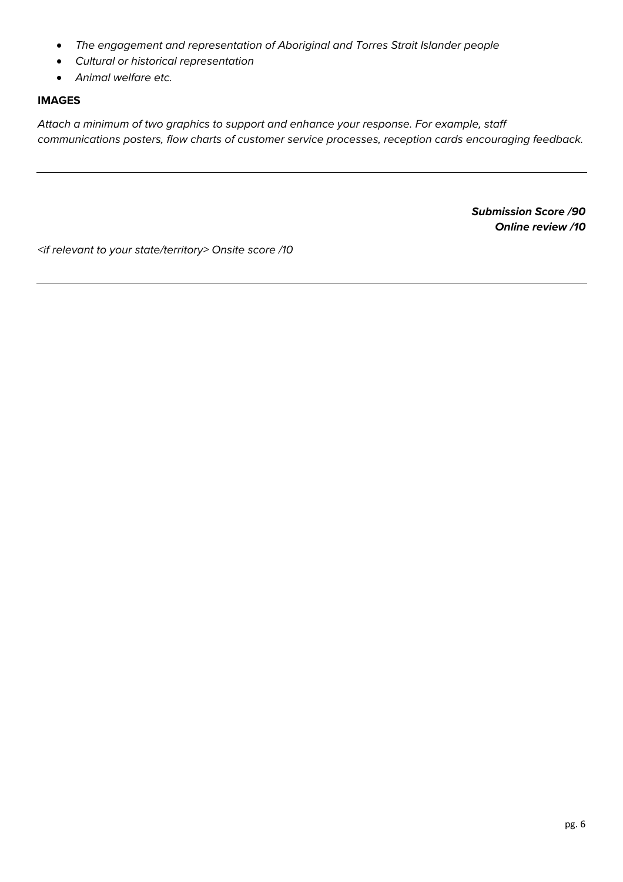- *The engagement and representation of Aboriginal and Torres Strait Islander people*
- *Cultural or historical representation*
- *Animal welfare etc.*

**IMAGES**

*Attach a minimum of two graphics to support and enhance your response. For example, staff communications posters, flow charts of customer service processes, reception cards encouraging feedback.*

---

***Submission Score /90***
***Online review /10***

*<if relevant to your state/territory> Onsite score /10*

---